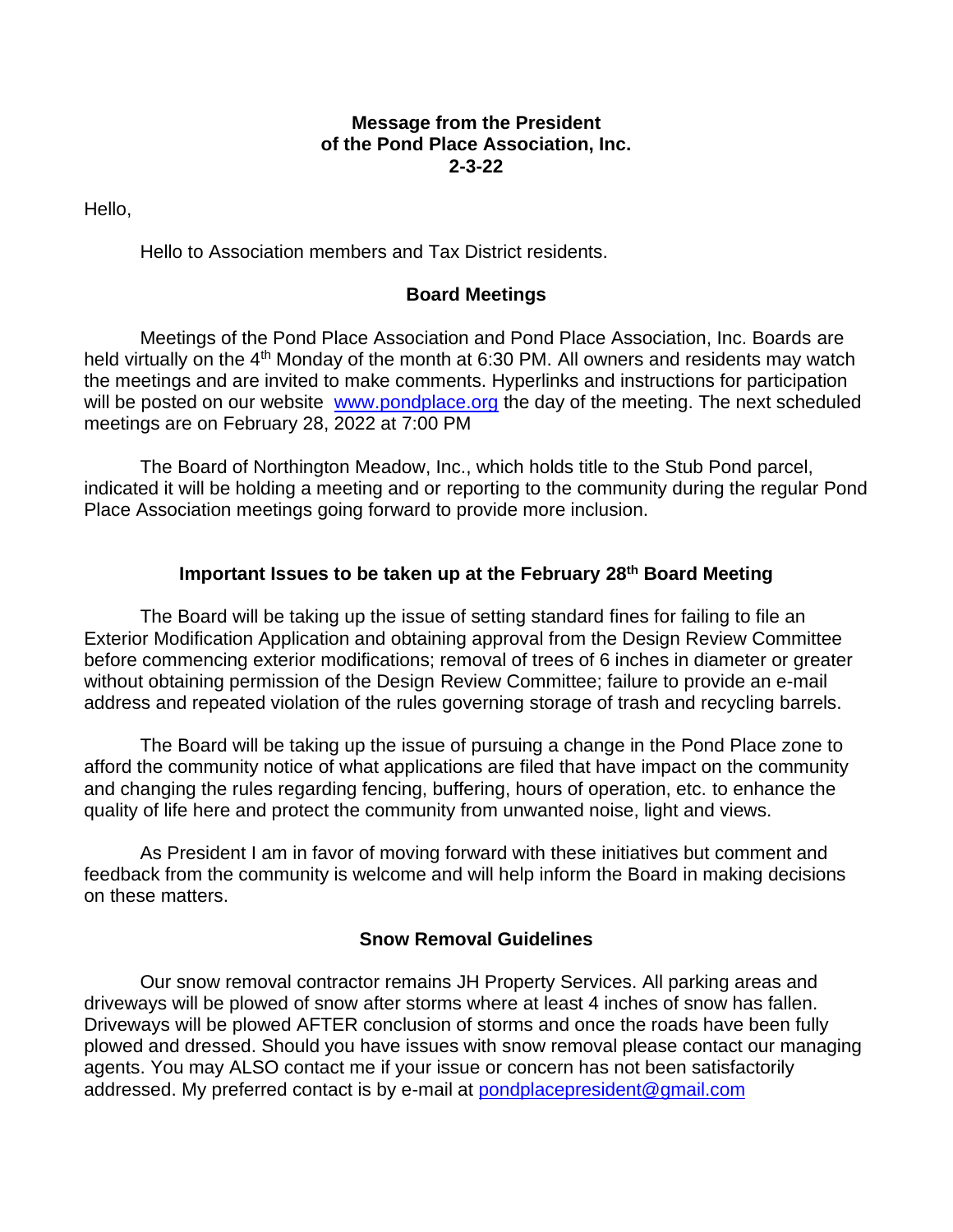**Message from the President**
**of the Pond Place Association, Inc.**
**2-3-22**

Hello,

Hello to Association members and Tax District residents.

## Board Meetings

Meetings of the Pond Place Association and Pond Place Association, Inc. Boards are held virtually on the 4th Monday of the month at 6:30 PM. All owners and residents may watch the meetings and are invited to make comments. Hyperlinks and instructions for participation will be posted on our website [www.pondplace.org](http://www.pondplace.org) the day of the meeting. The next scheduled meetings are on February 28, 2022 at 7:00 PM

The Board of Northington Meadow, Inc., which holds title to the Stub Pond parcel, indicated it will be holding a meeting and or reporting to the community during the regular Pond Place Association meetings going forward to provide more inclusion.

## Important Issues to be taken up at the February 28th Board Meeting

The Board will be taking up the issue of setting standard fines for failing to file an Exterior Modification Application and obtaining approval from the Design Review Committee before commencing exterior modifications; removal of trees of 6 inches in diameter or greater without obtaining permission of the Design Review Committee; failure to provide an e-mail address and repeated violation of the rules governing storage of trash and recycling barrels.

The Board will be taking up the issue of pursuing a change in the Pond Place zone to afford the community notice of what applications are filed that have impact on the community and changing the rules regarding fencing, buffering, hours of operation, etc. to enhance the quality of life here and protect the community from unwanted noise, light and views.

As President I am in favor of moving forward with these initiatives but comment and feedback from the community is welcome and will help inform the Board in making decisions on these matters.

## Snow Removal Guidelines

Our snow removal contractor remains JH Property Services. All parking areas and driveways will be plowed of snow after storms where at least 4 inches of snow has fallen. Driveways will be plowed AFTER conclusion of storms and once the roads have been fully plowed and dressed. Should you have issues with snow removal please contact our managing agents. You may ALSO contact me if your issue or concern has not been satisfactorily addressed. My preferred contact is by e-mail at [pondplacepresident@gmail.com](mailto:pondplacepresident@gmail.com)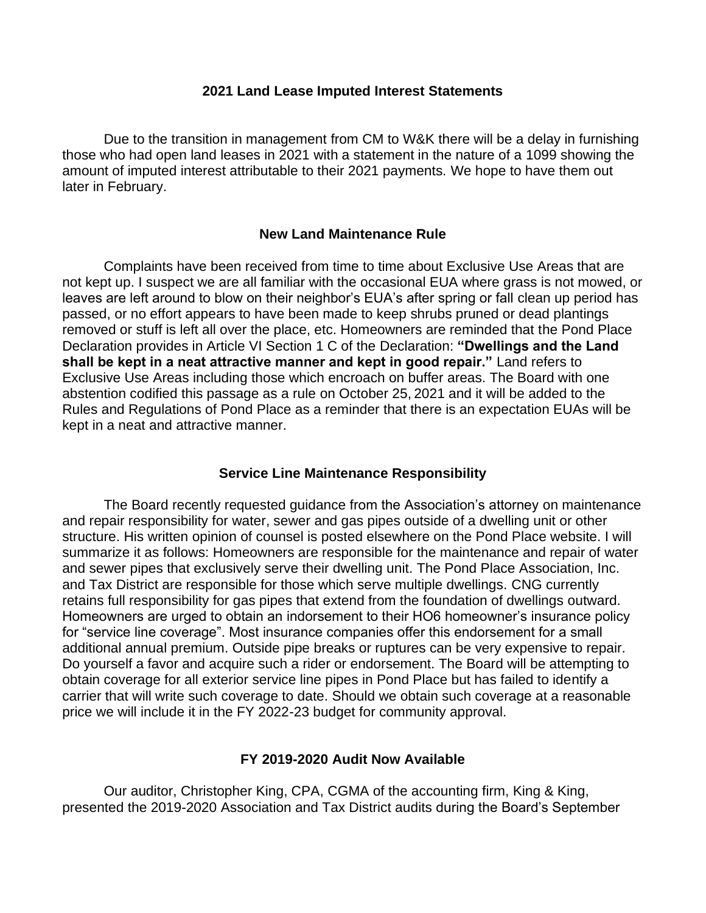## 2021 Land Lease Imputed Interest Statements

Due to the transition in management from CM to W&K there will be a delay in furnishing those who had open land leases in 2021 with a statement in the nature of a 1099 showing the amount of imputed interest attributable to their 2021 payments. We hope to have them out later in February.

## New Land Maintenance Rule

Complaints have been received from time to time about Exclusive Use Areas that are not kept up. I suspect we are all familiar with the occasional EUA where grass is not mowed, or leaves are left around to blow on their neighbor's EUA's after spring or fall clean up period has passed, or no effort appears to have been made to keep shrubs pruned or dead plantings removed or stuff is left all over the place, etc. Homeowners are reminded that the Pond Place Declaration provides in Article VI Section 1 C of the Declaration: **"Dwellings and the Land shall be kept in a neat attractive manner and kept in good repair."** Land refers to Exclusive Use Areas including those which encroach on buffer areas. The Board with one abstention codified this passage as a rule on October 25, 2021 and it will be added to the Rules and Regulations of Pond Place as a reminder that there is an expectation EUAs will be kept in a neat and attractive manner.

## Service Line Maintenance Responsibility

The Board recently requested guidance from the Association's attorney on maintenance and repair responsibility for water, sewer and gas pipes outside of a dwelling unit or other structure. His written opinion of counsel is posted elsewhere on the Pond Place website. I will summarize it as follows: Homeowners are responsible for the maintenance and repair of water and sewer pipes that exclusively serve their dwelling unit. The Pond Place Association, Inc. and Tax District are responsible for those which serve multiple dwellings. CNG currently retains full responsibility for gas pipes that extend from the foundation of dwellings outward. Homeowners are urged to obtain an indorsement to their HO6 homeowner's insurance policy for "service line coverage". Most insurance companies offer this endorsement for a small additional annual premium. Outside pipe breaks or ruptures can be very expensive to repair. Do yourself a favor and acquire such a rider or endorsement. The Board will be attempting to obtain coverage for all exterior service line pipes in Pond Place but has failed to identify a carrier that will write such coverage to date. Should we obtain such coverage at a reasonable price we will include it in the FY 2022-23 budget for community approval.

## FY 2019-2020 Audit Now Available

Our auditor, Christopher King, CPA, CGMA of the accounting firm, King & King, presented the 2019-2020 Association and Tax District audits during the Board's September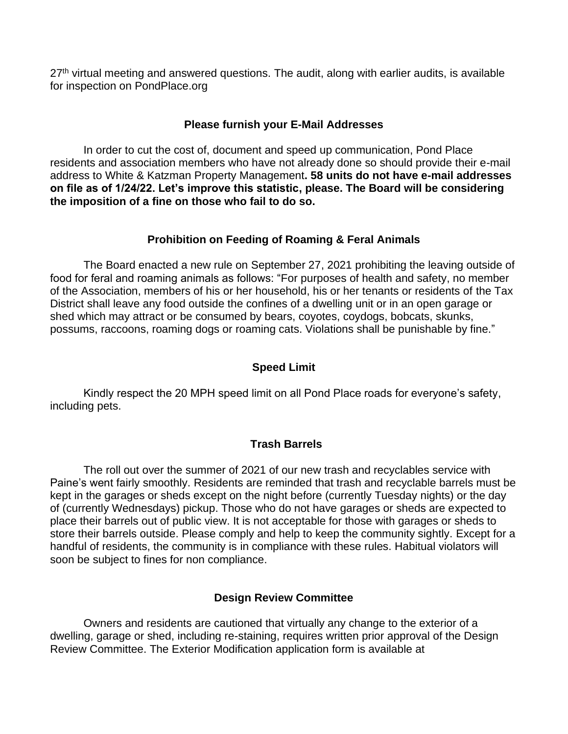27th virtual meeting and answered questions. The audit, along with earlier audits, is available for inspection on PondPlace.org

### Please furnish your E-Mail Addresses

In order to cut the cost of, document and speed up communication, Pond Place residents and association members who have not already done so should provide their e-mail address to White & Katzman Property Management**. 58 units do not have e-mail addresses on file as of 1/24/22. Let's improve this statistic, please. The Board will be considering the imposition of a fine on those who fail to do so.**

### Prohibition on Feeding of Roaming & Feral Animals

The Board enacted a new rule on September 27, 2021 prohibiting the leaving outside of food for feral and roaming animals as follows: "For purposes of health and safety, no member of the Association, members of his or her household, his or her tenants or residents of the Tax District shall leave any food outside the confines of a dwelling unit or in an open garage or shed which may attract or be consumed by bears, coyotes, coydogs, bobcats, skunks, possums, raccoons, roaming dogs or roaming cats. Violations shall be punishable by fine."

### Speed Limit

Kindly respect the 20 MPH speed limit on all Pond Place roads for everyone's safety, including pets.

### Trash Barrels

The roll out over the summer of 2021 of our new trash and recyclables service with Paine's went fairly smoothly. Residents are reminded that trash and recyclable barrels must be kept in the garages or sheds except on the night before (currently Tuesday nights) or the day of (currently Wednesdays) pickup. Those who do not have garages or sheds are expected to place their barrels out of public view. It is not acceptable for those with garages or sheds to store their barrels outside. Please comply and help to keep the community sightly. Except for a handful of residents, the community is in compliance with these rules. Habitual violators will soon be subject to fines for non compliance.

### Design Review Committee

Owners and residents are cautioned that virtually any change to the exterior of a dwelling, garage or shed, including re-staining, requires written prior approval of the Design Review Committee. The Exterior Modification application form is available at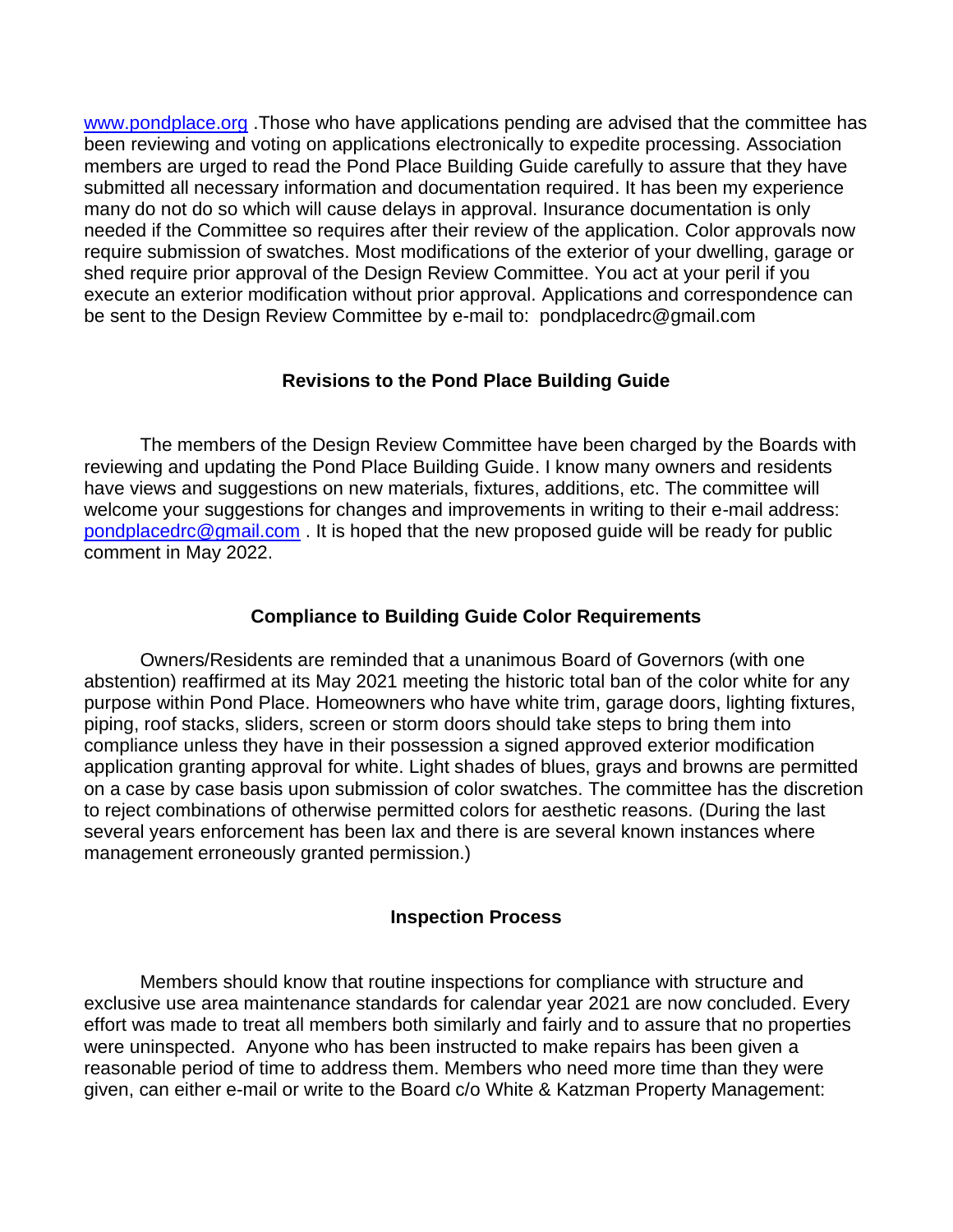www.pondplace.org .Those who have applications pending are advised that the committee has been reviewing and voting on applications electronically to expedite processing. Association members are urged to read the Pond Place Building Guide carefully to assure that they have submitted all necessary information and documentation required. It has been my experience many do not do so which will cause delays in approval. Insurance documentation is only needed if the Committee so requires after their review of the application. Color approvals now require submission of swatches. Most modifications of the exterior of your dwelling, garage or shed require prior approval of the Design Review Committee. You act at your peril if you execute an exterior modification without prior approval. Applications and correspondence can be sent to the Design Review Committee by e-mail to: pondplacedrc@gmail.com

## Revisions to the Pond Place Building Guide

The members of the Design Review Committee have been charged by the Boards with reviewing and updating the Pond Place Building Guide. I know many owners and residents have views and suggestions on new materials, fixtures, additions, etc. The committee will welcome your suggestions for changes and improvements in writing to their e-mail address: pondplacedrc@gmail.com . It is hoped that the new proposed guide will be ready for public comment in May 2022.

## Compliance to Building Guide Color Requirements

Owners/Residents are reminded that a unanimous Board of Governors (with one abstention) reaffirmed at its May 2021 meeting the historic total ban of the color white for any purpose within Pond Place. Homeowners who have white trim, garage doors, lighting fixtures, piping, roof stacks, sliders, screen or storm doors should take steps to bring them into compliance unless they have in their possession a signed approved exterior modification application granting approval for white. Light shades of blues, grays and browns are permitted on a case by case basis upon submission of color swatches. The committee has the discretion to reject combinations of otherwise permitted colors for aesthetic reasons. (During the last several years enforcement has been lax and there is are several known instances where management erroneously granted permission.)

## Inspection Process

Members should know that routine inspections for compliance with structure and exclusive use area maintenance standards for calendar year 2021 are now concluded. Every effort was made to treat all members both similarly and fairly and to assure that no properties were uninspected. Anyone who has been instructed to make repairs has been given a reasonable period of time to address them. Members who need more time than they were given, can either e-mail or write to the Board c/o White & Katzman Property Management: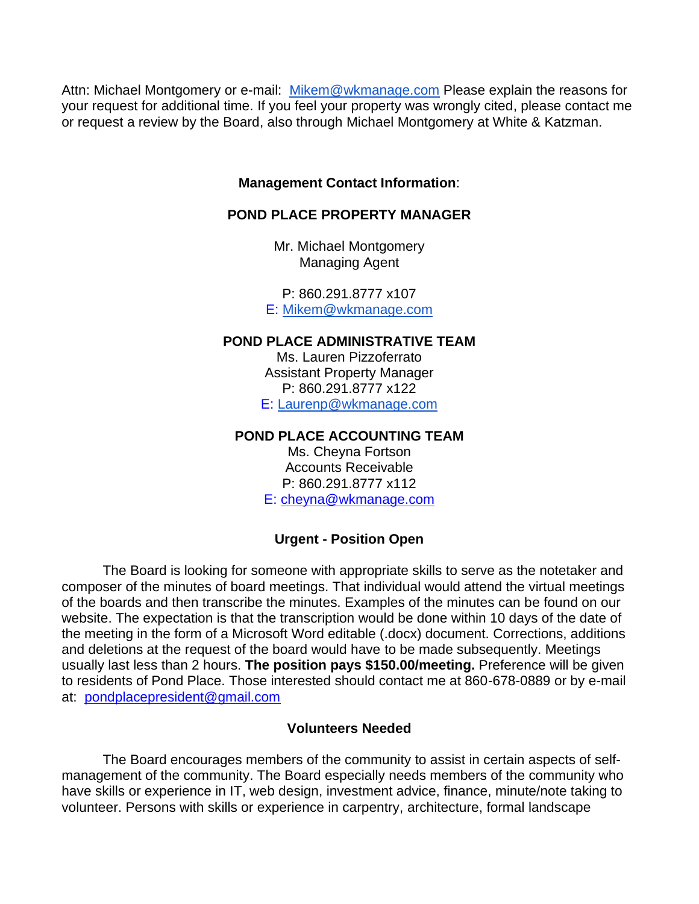Attn: Michael Montgomery or e-mail: Mikem@wkmanage.com Please explain the reasons for your request for additional time. If you feel your property was wrongly cited, please contact me or request a review by the Board, also through Michael Montgomery at White & Katzman.

**Management Contact Information**:

**POND PLACE PROPERTY MANAGER**

Mr. Michael Montgomery
Managing Agent

P: 860.291.8777 x107
E: Mikem@wkmanage.com

**POND PLACE ADMINISTRATIVE TEAM**
Ms. Lauren Pizzoferrato
Assistant Property Manager
P: 860.291.8777 x122
E: Laurenp@wkmanage.com

**POND PLACE ACCOUNTING TEAM**
Ms. Cheyna Fortson
Accounts Receivable
P: 860.291.8777 x112
E: cheyna@wkmanage.com

**Urgent - Position Open**

The Board is looking for someone with appropriate skills to serve as the notetaker and composer of the minutes of board meetings. That individual would attend the virtual meetings of the boards and then transcribe the minutes. Examples of the minutes can be found on our website. The expectation is that the transcription would be done within 10 days of the date of the meeting in the form of a Microsoft Word editable (.docx) document. Corrections, additions and deletions at the request of the board would have to be made subsequently. Meetings usually last less than 2 hours. **The position pays $150.00/meeting.** Preference will be given to residents of Pond Place. Those interested should contact me at 860-678-0889 or by e-mail at: pondplacepresident@gmail.com

**Volunteers Needed**

The Board encourages members of the community to assist in certain aspects of self-management of the community. The Board especially needs members of the community who have skills or experience in IT, web design, investment advice, finance, minute/note taking to volunteer. Persons with skills or experience in carpentry, architecture, formal landscape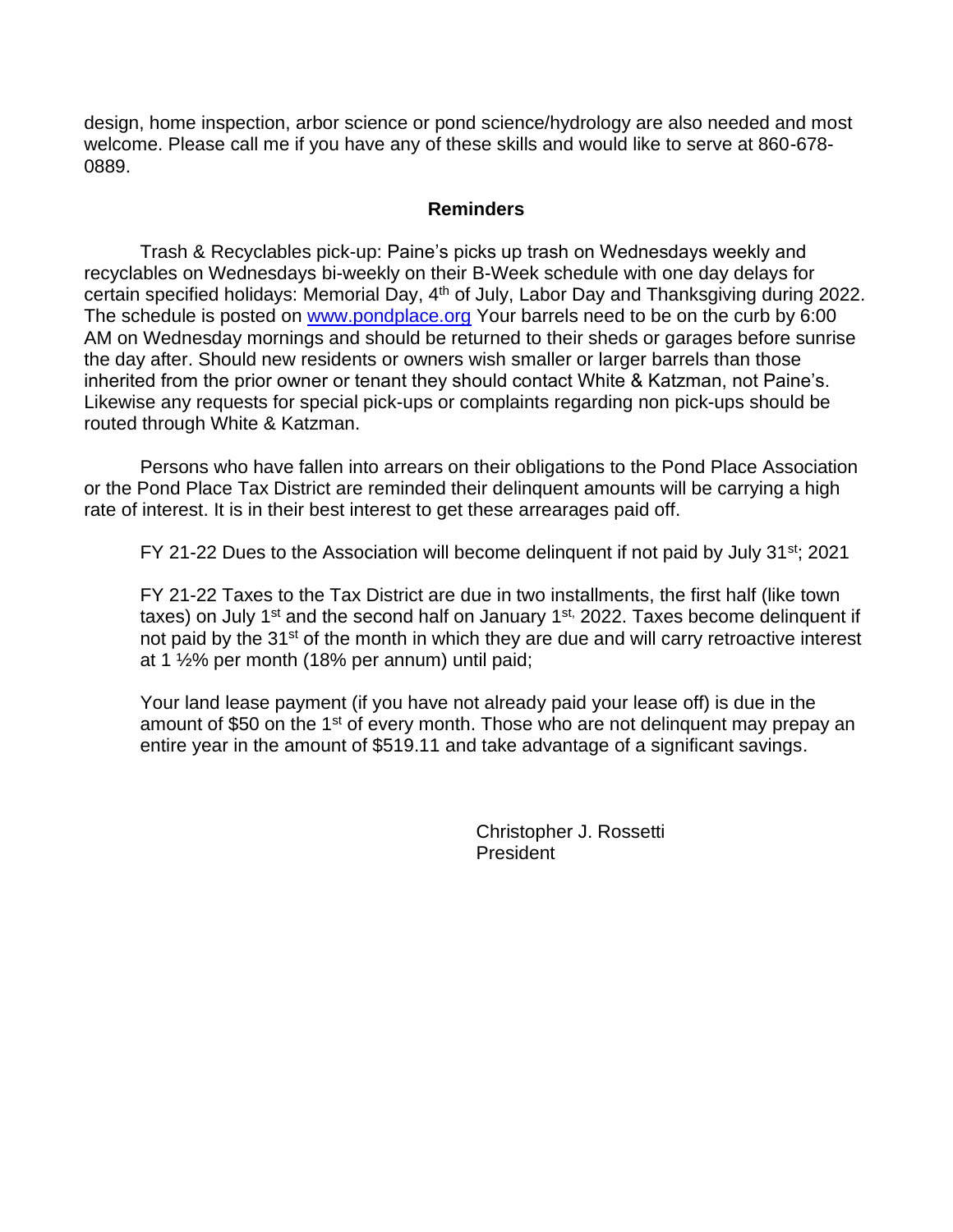design, home inspection, arbor science or pond science/hydrology are also needed and most welcome. Please call me if you have any of these skills and would like to serve at 860-678-0889.

## Reminders

Trash & Recyclables pick-up: Paine's picks up trash on Wednesdays weekly and recyclables on Wednesdays bi-weekly on their B-Week schedule with one day delays for certain specified holidays: Memorial Day, 4th of July, Labor Day and Thanksgiving during 2022. The schedule is posted on [www.pondplace.org](http://www.pondplace.org) Your barrels need to be on the curb by 6:00 AM on Wednesday mornings and should be returned to their sheds or garages before sunrise the day after. Should new residents or owners wish smaller or larger barrels than those inherited from the prior owner or tenant they should contact White & Katzman, not Paine's. Likewise any requests for special pick-ups or complaints regarding non pick-ups should be routed through White & Katzman.

Persons who have fallen into arrears on their obligations to the Pond Place Association or the Pond Place Tax District are reminded their delinquent amounts will be carrying a high rate of interest. It is in their best interest to get these arrearages paid off.

FY 21-22 Dues to the Association will become delinquent if not paid by July 31st; 2021

FY 21-22 Taxes to the Tax District are due in two installments, the first half (like town taxes) on July 1st and the second half on January 1st, 2022. Taxes become delinquent if not paid by the 31st of the month in which they are due and will carry retroactive interest at 1 ½% per month (18% per annum) until paid;

Your land lease payment (if you have not already paid your lease off) is due in the amount of $50 on the 1st of every month. Those who are not delinquent may prepay an entire year in the amount of $519.11 and take advantage of a significant savings.

Christopher J. Rossetti
President